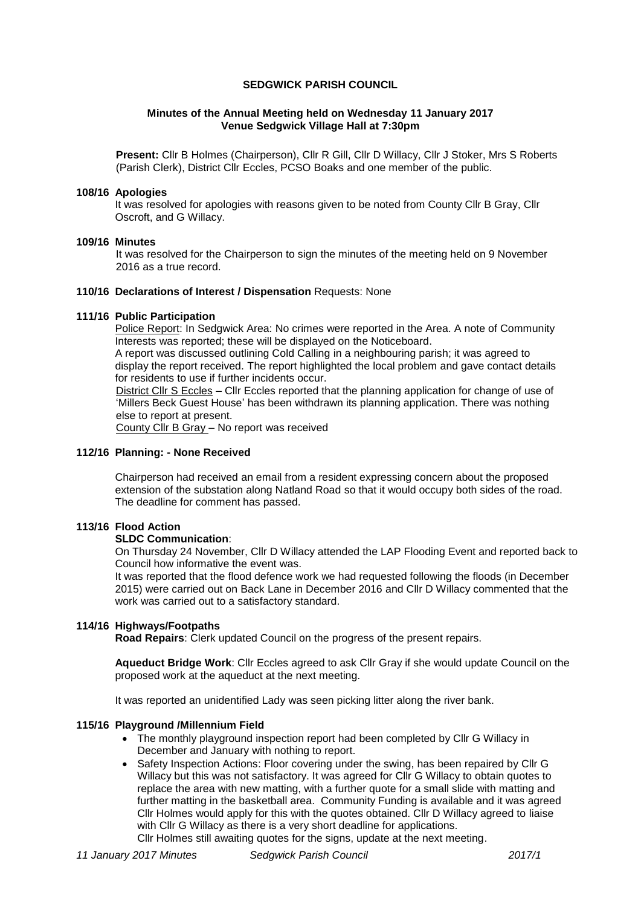# SEDGWICK PARISH COUNCIL

## Minutes of the Annual Meeting held on Wednesday 11 January 2017
## Venue Sedgwick Village Hall at 7:30pm

**Present:** Cllr B Holmes (Chairperson), Cllr R Gill, Cllr D Willacy, Cllr J Stoker, Mrs S Roberts (Parish Clerk), District Cllr Eccles, PCSO Boaks and one member of the public.

### 108/16 Apologies

It was resolved for apologies with reasons given to be noted from County Cllr B Gray, Cllr Oscroft, and G Willacy.

### 109/16 Minutes

It was resolved for the Chairperson to sign the minutes of the meeting held on 9 November 2016 as a true record.

### 110/16 Declarations of Interest / Dispensation Requests: None

### 111/16 Public Participation

Police Report: In Sedgwick Area: No crimes were reported in the Area. A note of Community Interests was reported; these will be displayed on the Noticeboard.

A report was discussed outlining Cold Calling in a neighbouring parish; it was agreed to display the report received. The report highlighted the local problem and gave contact details for residents to use if further incidents occur.

District Cllr S Eccles – Cllr Eccles reported that the planning application for change of use of 'Millers Beck Guest House' has been withdrawn its planning application. There was nothing else to report at present.

County Cllr B Gray – No report was received

### 112/16 Planning: - None Received

Chairperson had received an email from a resident expressing concern about the proposed extension of the substation along Natland Road so that it would occupy both sides of the road. The deadline for comment has passed.

### 113/16 Flood Action

**SLDC Communication**:

On Thursday 24 November, Cllr D Willacy attended the LAP Flooding Event and reported back to Council how informative the event was.

It was reported that the flood defence work we had requested following the floods (in December 2015) were carried out on Back Lane in December 2016 and Cllr D Willacy commented that the work was carried out to a satisfactory standard.

### 114/16 Highways/Footpaths

**Road Repairs**: Clerk updated Council on the progress of the present repairs.

**Aqueduct Bridge Work**: Cllr Eccles agreed to ask Cllr Gray if she would update Council on the proposed work at the aqueduct at the next meeting.

It was reported an unidentified Lady was seen picking litter along the river bank.

### 115/16 Playground /Millennium Field

- The monthly playground inspection report had been completed by Cllr G Willacy in December and January with nothing to report.
- Safety Inspection Actions: Floor covering under the swing, has been repaired by Cllr G Willacy but this was not satisfactory. It was agreed for Cllr G Willacy to obtain quotes to replace the area with new matting, with a further quote for a small slide with matting and further matting in the basketball area. Community Funding is available and it was agreed Cllr Holmes would apply for this with the quotes obtained. Cllr D Willacy agreed to liaise with Cllr G Willacy as there is a very short deadline for applications.
  Cllr Holmes still awaiting quotes for the signs, update at the next meeting.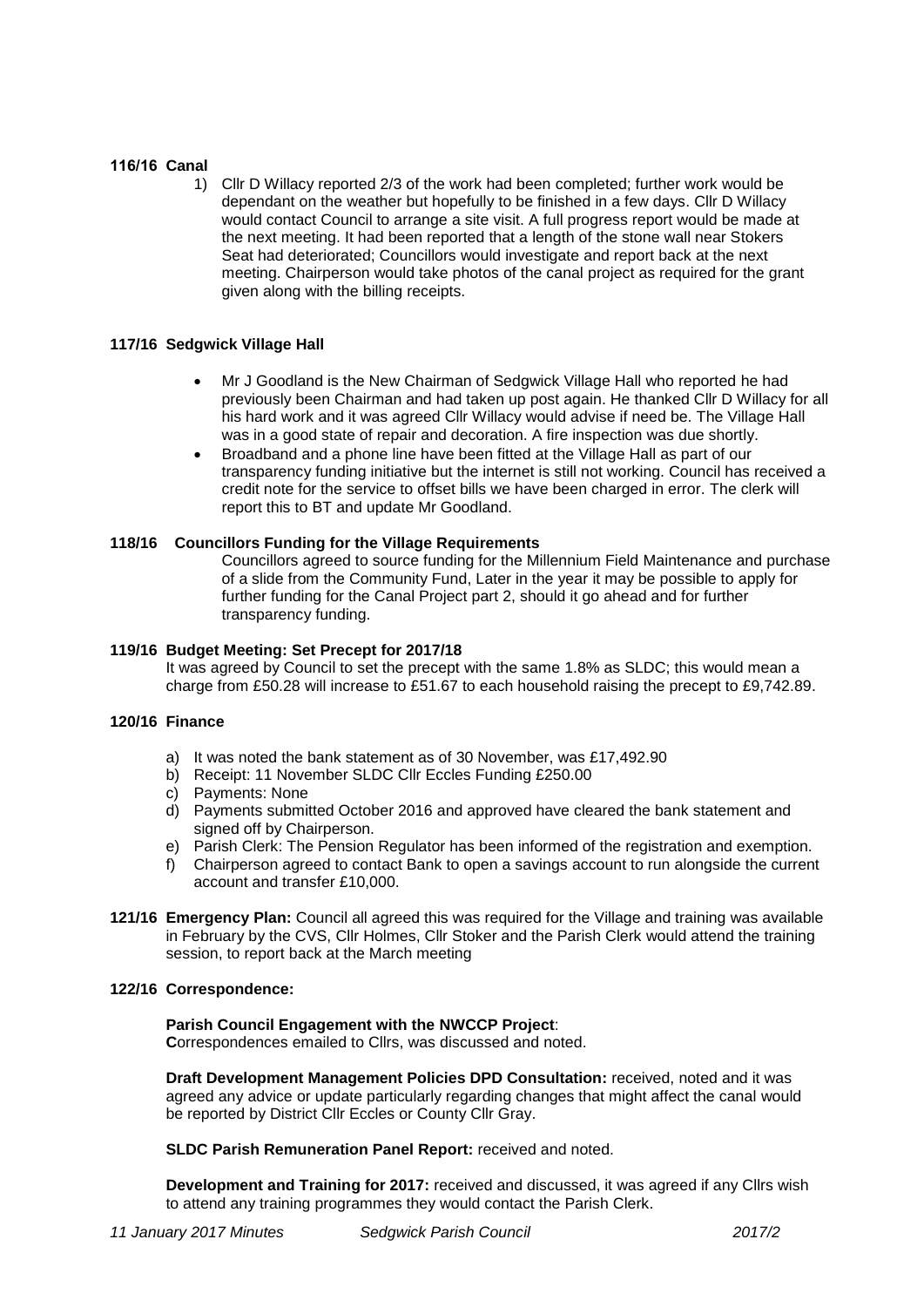**116/16 Canal**

1) Cllr D Willacy reported 2/3 of the work had been completed; further work would be dependant on the weather but hopefully to be finished in a few days. Cllr D Willacy would contact Council to arrange a site visit. A full progress report would be made at the next meeting. It had been reported that a length of the stone wall near Stokers Seat had deteriorated; Councillors would investigate and report back at the next meeting. Chairperson would take photos of the canal project as required for the grant given along with the billing receipts.

**117/16 Sedgwick Village Hall**

- Mr J Goodland is the New Chairman of Sedgwick Village Hall who reported he had previously been Chairman and had taken up post again. He thanked Cllr D Willacy for all his hard work and it was agreed Cllr Willacy would advise if need be. The Village Hall was in a good state of repair and decoration. A fire inspection was due shortly.
- Broadband and a phone line have been fitted at the Village Hall as part of our transparency funding initiative but the internet is still not working. Council has received a credit note for the service to offset bills we have been charged in error. The clerk will report this to BT and update Mr Goodland.

**118/16 Councillors Funding for the Village Requirements**

Councillors agreed to source funding for the Millennium Field Maintenance and purchase of a slide from the Community Fund, Later in the year it may be possible to apply for further funding for the Canal Project part 2, should it go ahead and for further transparency funding.

**119/16 Budget Meeting: Set Precept for 2017/18**

It was agreed by Council to set the precept with the same 1.8% as SLDC; this would mean a charge from £50.28 will increase to £51.67 to each household raising the precept to £9,742.89.

**120/16 Finance**

a) It was noted the bank statement as of 30 November, was £17,492.90
b) Receipt: 11 November SLDC Cllr Eccles Funding £250.00
c) Payments: None
d) Payments submitted October 2016 and approved have cleared the bank statement and signed off by Chairperson.
e) Parish Clerk: The Pension Regulator has been informed of the registration and exemption.
f) Chairperson agreed to contact Bank to open a savings account to run alongside the current account and transfer £10,000.

**121/16 Emergency Plan:** Council all agreed this was required for the Village and training was available in February by the CVS, Cllr Holmes, Cllr Stoker and the Parish Clerk would attend the training session, to report back at the March meeting

**122/16 Correspondence:**

**Parish Council Engagement with the NWCCP Project**:
**C**orrespondences emailed to Cllrs, was discussed and noted.

**Draft Development Management Policies DPD Consultation:** received, noted and it was agreed any advice or update particularly regarding changes that might affect the canal would be reported by District Cllr Eccles or County Cllr Gray.

**SLDC Parish Remuneration Panel Report:** received and noted.

**Development and Training for 2017:** received and discussed, it was agreed if any Cllrs wish to attend any training programmes they would contact the Parish Clerk.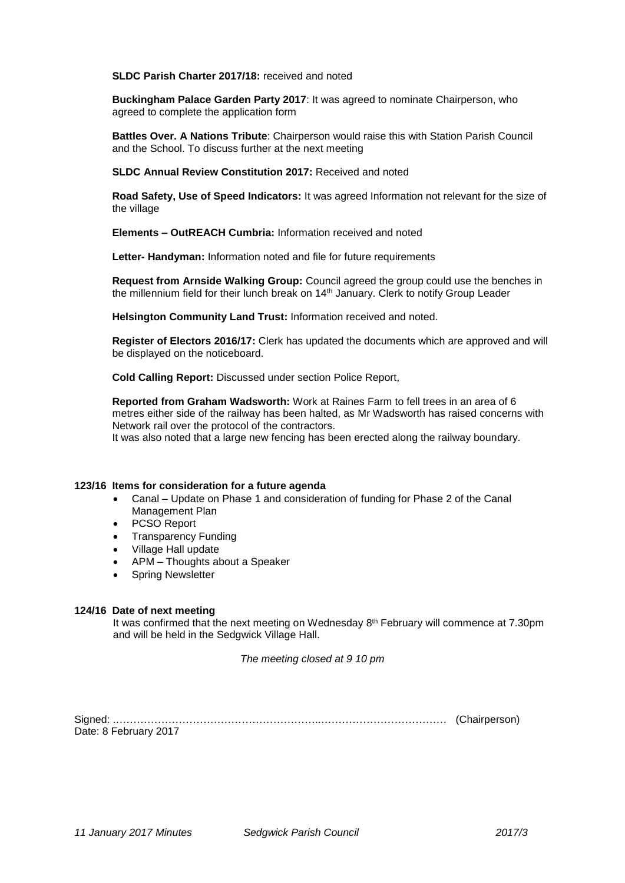**SLDC Parish Charter 2017/18:** received and noted

**Buckingham Palace Garden Party 2017**: It was agreed to nominate Chairperson, who agreed to complete the application form

**Battles Over. A Nations Tribute**: Chairperson would raise this with Station Parish Council and the School. To discuss further at the next meeting

**SLDC Annual Review Constitution 2017:** Received and noted

**Road Safety, Use of Speed Indicators:** It was agreed Information not relevant for the size of the village

**Elements – OutREACH Cumbria:** Information received and noted

**Letter- Handyman:** Information noted and file for future requirements

**Request from Arnside Walking Group:** Council agreed the group could use the benches in the millennium field for their lunch break on 14th January. Clerk to notify Group Leader

**Helsington Community Land Trust:** Information received and noted.

**Register of Electors 2016/17:** Clerk has updated the documents which are approved and will be displayed on the noticeboard.

**Cold Calling Report:** Discussed under section Police Report,

**Reported from Graham Wadsworth:** Work at Raines Farm to fell trees in an area of 6 metres either side of the railway has been halted, as Mr Wadsworth has raised concerns with Network rail over the protocol of the contractors.
It was also noted that a large new fencing has been erected along the railway boundary.

**123/16 Items for consideration for a future agenda**

- Canal – Update on Phase 1 and consideration of funding for Phase 2 of the Canal Management Plan
- PCSO Report
- Transparency Funding
- Village Hall update
- APM – Thoughts about a Speaker
- Spring Newsletter

**124/16 Date of next meeting**

It was confirmed that the next meeting on Wednesday 8th February will commence at 7.30pm and will be held in the Sedgwick Village Hall.

*The meeting closed at 9 10 pm*

Signed: ……………………………………………………..……………………………… (Chairperson)
Date: 8 February 2017